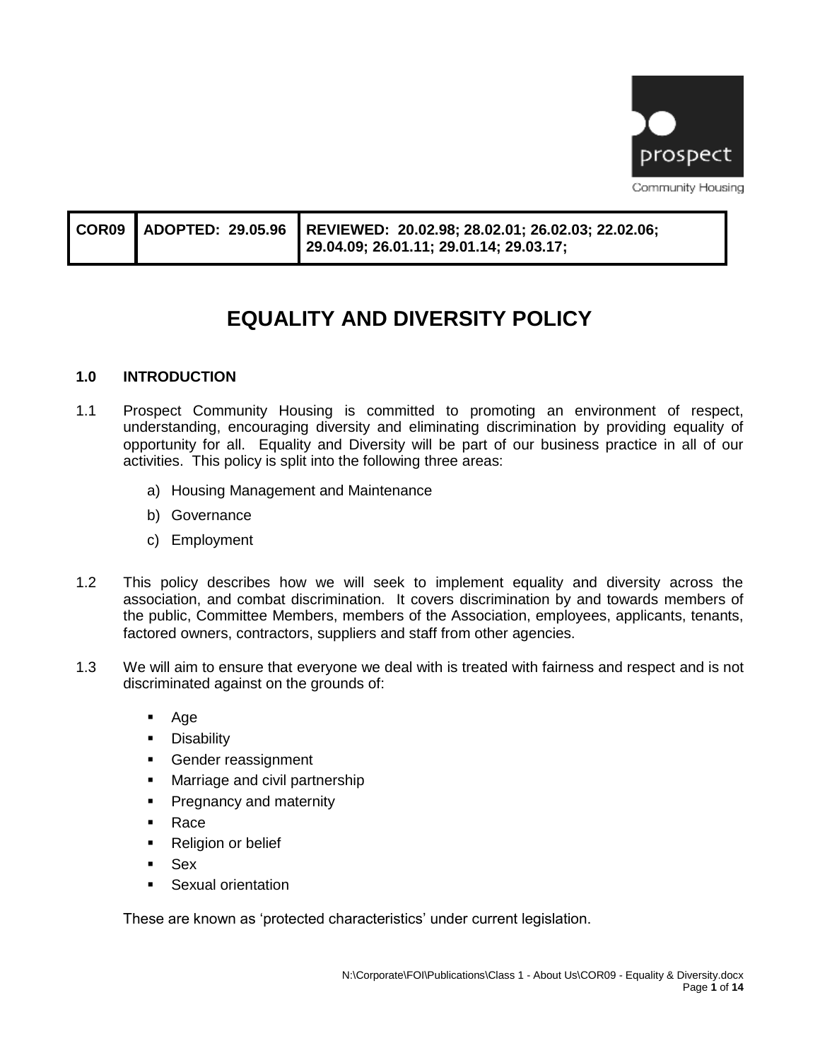prospect

Community Housing

| COR09 | ADOPTED: 29.05.96 | REVIEWED: 20.02.98; 28.02.01; 26.02.03; 22.02.06; 29.04.09; 26.01.11; 29.01.14; 29.03.17; |
| --- | --- | --- |

# EQUALITY AND DIVERSITY POLICY

## 1.0 INTRODUCTION

1.1 Prospect Community Housing is committed to promoting an environment of respect, understanding, encouraging diversity and eliminating discrimination by providing equality of opportunity for all. Equality and Diversity will be part of our business practice in all of our activities. This policy is split into the following three areas:

a) Housing Management and Maintenance

b) Governance

c) Employment

1.2 This policy describes how we will seek to implement equality and diversity across the association, and combat discrimination. It covers discrimination by and towards members of the public, Committee Members, members of the Association, employees, applicants, tenants, factored owners, contractors, suppliers and staff from other agencies.

1.3 We will aim to ensure that everyone we deal with is treated with fairness and respect and is not discriminated against on the grounds of:

- Age
- Disability
- Gender reassignment
- Marriage and civil partnership
- Pregnancy and maternity
- Race
- Religion or belief
- Sex
- Sexual orientation

These are known as 'protected characteristics' under current legislation.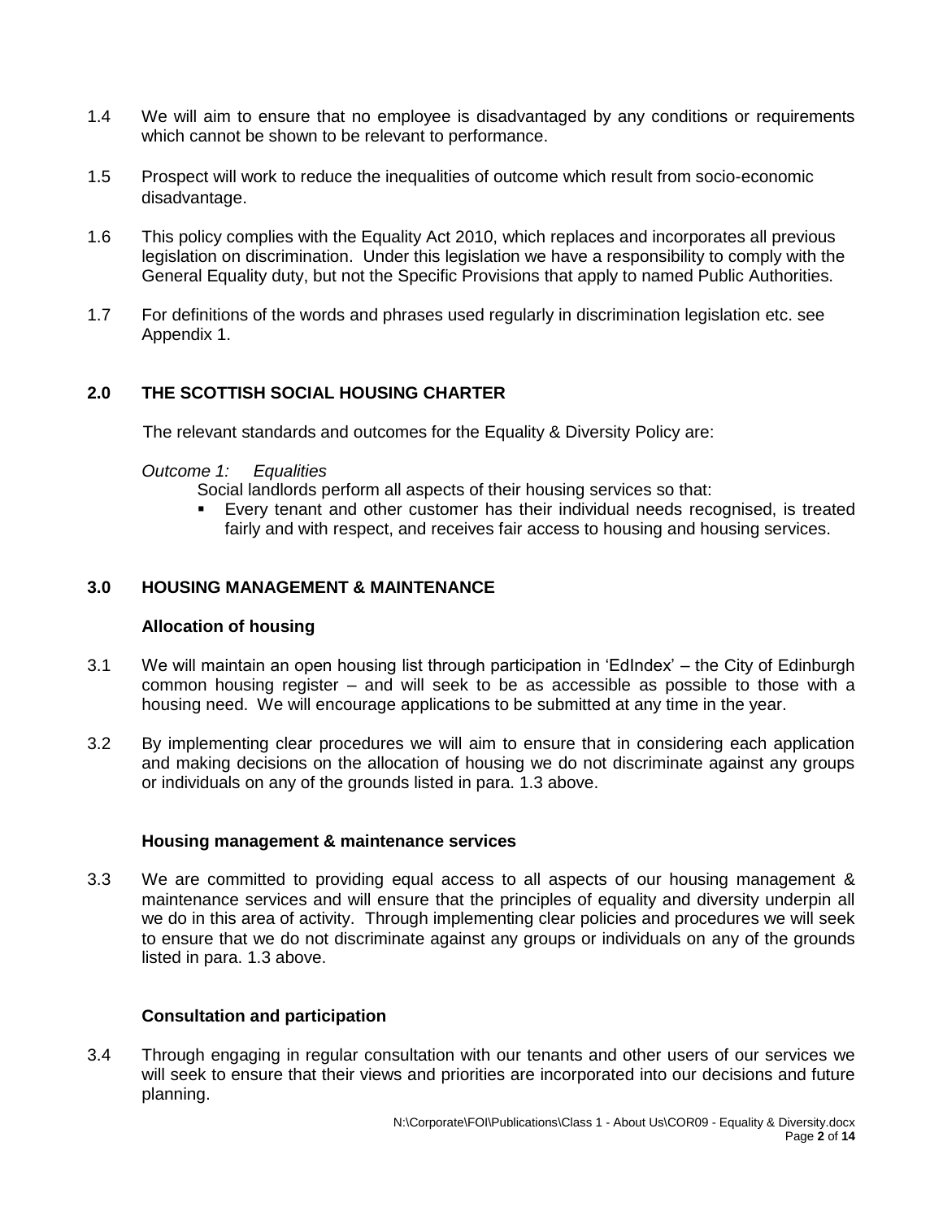1.4 We will aim to ensure that no employee is disadvantaged by any conditions or requirements which cannot be shown to be relevant to performance.

1.5 Prospect will work to reduce the inequalities of outcome which result from socio-economic disadvantage.

1.6 This policy complies with the Equality Act 2010, which replaces and incorporates all previous legislation on discrimination. Under this legislation we have a responsibility to comply with the General Equality duty, but not the Specific Provisions that apply to named Public Authorities.

1.7 For definitions of the words and phrases used regularly in discrimination legislation etc. see Appendix 1.

## 2.0 THE SCOTTISH SOCIAL HOUSING CHARTER

The relevant standards and outcomes for the Equality & Diversity Policy are:

*Outcome 1: Equalities*

Social landlords perform all aspects of their housing services so that:

- Every tenant and other customer has their individual needs recognised, is treated fairly and with respect, and receives fair access to housing and housing services.

## 3.0 HOUSING MANAGEMENT & MAINTENANCE

### Allocation of housing

3.1 We will maintain an open housing list through participation in 'EdIndex' – the City of Edinburgh common housing register – and will seek to be as accessible as possible to those with a housing need. We will encourage applications to be submitted at any time in the year.

3.2 By implementing clear procedures we will aim to ensure that in considering each application and making decisions on the allocation of housing we do not discriminate against any groups or individuals on any of the grounds listed in para. 1.3 above.

### Housing management & maintenance services

3.3 We are committed to providing equal access to all aspects of our housing management & maintenance services and will ensure that the principles of equality and diversity underpin all we do in this area of activity. Through implementing clear policies and procedures we will seek to ensure that we do not discriminate against any groups or individuals on any of the grounds listed in para. 1.3 above.

### Consultation and participation

3.4 Through engaging in regular consultation with our tenants and other users of our services we will seek to ensure that their views and priorities are incorporated into our decisions and future planning.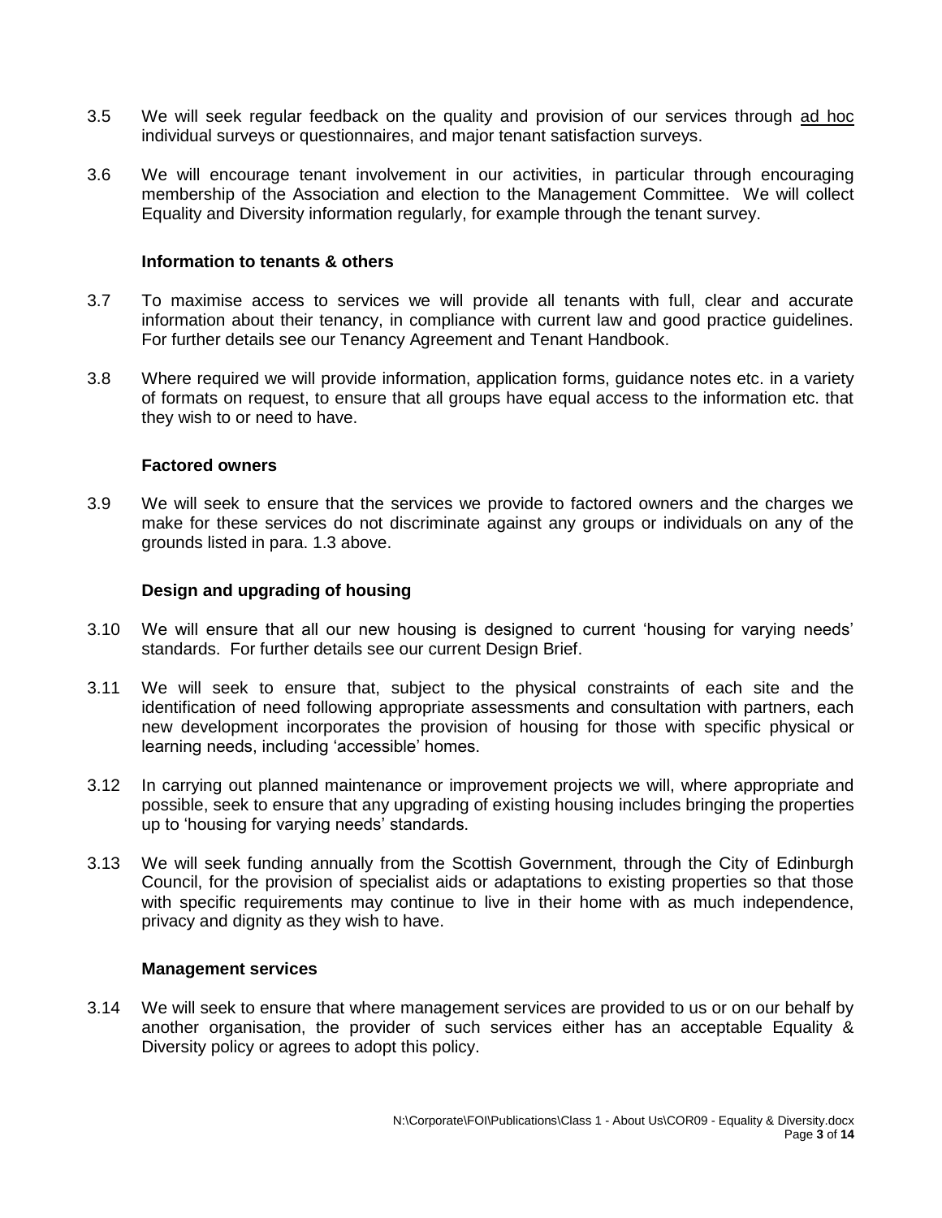3.5 We will seek regular feedback on the quality and provision of our services through ad hoc individual surveys or questionnaires, and major tenant satisfaction surveys.

3.6 We will encourage tenant involvement in our activities, in particular through encouraging membership of the Association and election to the Management Committee. We will collect Equality and Diversity information regularly, for example through the tenant survey.

**Information to tenants & others**

3.7 To maximise access to services we will provide all tenants with full, clear and accurate information about their tenancy, in compliance with current law and good practice guidelines. For further details see our Tenancy Agreement and Tenant Handbook.

3.8 Where required we will provide information, application forms, guidance notes etc. in a variety of formats on request, to ensure that all groups have equal access to the information etc. that they wish to or need to have.

**Factored owners**

3.9 We will seek to ensure that the services we provide to factored owners and the charges we make for these services do not discriminate against any groups or individuals on any of the grounds listed in para. 1.3 above.

**Design and upgrading of housing**

3.10 We will ensure that all our new housing is designed to current 'housing for varying needs' standards. For further details see our current Design Brief.

3.11 We will seek to ensure that, subject to the physical constraints of each site and the identification of need following appropriate assessments and consultation with partners, each new development incorporates the provision of housing for those with specific physical or learning needs, including 'accessible' homes.

3.12 In carrying out planned maintenance or improvement projects we will, where appropriate and possible, seek to ensure that any upgrading of existing housing includes bringing the properties up to 'housing for varying needs' standards.

3.13 We will seek funding annually from the Scottish Government, through the City of Edinburgh Council, for the provision of specialist aids or adaptations to existing properties so that those with specific requirements may continue to live in their home with as much independence, privacy and dignity as they wish to have.

**Management services**

3.14 We will seek to ensure that where management services are provided to us or on our behalf by another organisation, the provider of such services either has an acceptable Equality & Diversity policy or agrees to adopt this policy.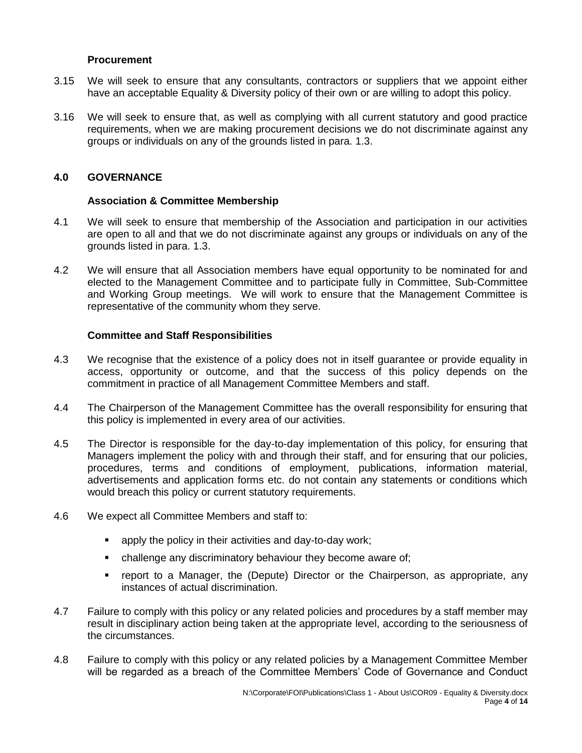### Procurement

3.15 We will seek to ensure that any consultants, contractors or suppliers that we appoint either have an acceptable Equality & Diversity policy of their own or are willing to adopt this policy.

3.16 We will seek to ensure that, as well as complying with all current statutory and good practice requirements, when we are making procurement decisions we do not discriminate against any groups or individuals on any of the grounds listed in para. 1.3.

## 4.0 GOVERNANCE

### Association & Committee Membership

4.1 We will seek to ensure that membership of the Association and participation in our activities are open to all and that we do not discriminate against any groups or individuals on any of the grounds listed in para. 1.3.

4.2 We will ensure that all Association members have equal opportunity to be nominated for and elected to the Management Committee and to participate fully in Committee, Sub-Committee and Working Group meetings. We will work to ensure that the Management Committee is representative of the community whom they serve.

### Committee and Staff Responsibilities

4.3 We recognise that the existence of a policy does not in itself guarantee or provide equality in access, opportunity or outcome, and that the success of this policy depends on the commitment in practice of all Management Committee Members and staff.

4.4 The Chairperson of the Management Committee has the overall responsibility for ensuring that this policy is implemented in every area of our activities.

4.5 The Director is responsible for the day-to-day implementation of this policy, for ensuring that Managers implement the policy with and through their staff, and for ensuring that our policies, procedures, terms and conditions of employment, publications, information material, advertisements and application forms etc. do not contain any statements or conditions which would breach this policy or current statutory requirements.

4.6 We expect all Committee Members and staff to:

- apply the policy in their activities and day-to-day work;
- challenge any discriminatory behaviour they become aware of;
- report to a Manager, the (Depute) Director or the Chairperson, as appropriate, any instances of actual discrimination.

4.7 Failure to comply with this policy or any related policies and procedures by a staff member may result in disciplinary action being taken at the appropriate level, according to the seriousness of the circumstances.

4.8 Failure to comply with this policy or any related policies by a Management Committee Member will be regarded as a breach of the Committee Members' Code of Governance and Conduct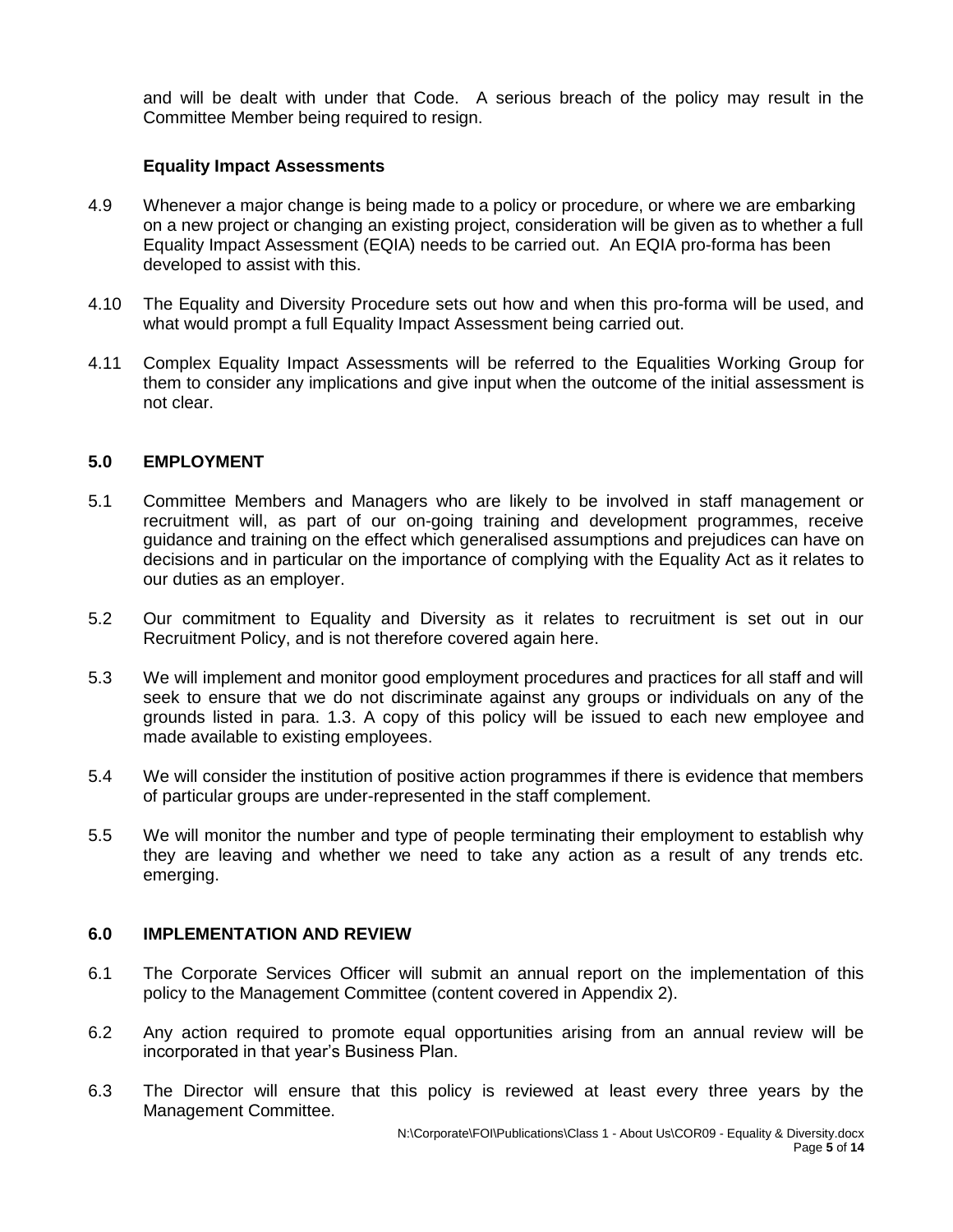and will be dealt with under that Code. A serious breach of the policy may result in the Committee Member being required to resign.

### Equality Impact Assessments

4.9 Whenever a major change is being made to a policy or procedure, or where we are embarking on a new project or changing an existing project, consideration will be given as to whether a full Equality Impact Assessment (EQIA) needs to be carried out. An EQIA pro-forma has been developed to assist with this.

4.10 The Equality and Diversity Procedure sets out how and when this pro-forma will be used, and what would prompt a full Equality Impact Assessment being carried out.

4.11 Complex Equality Impact Assessments will be referred to the Equalities Working Group for them to consider any implications and give input when the outcome of the initial assessment is not clear.

## 5.0 EMPLOYMENT

5.1 Committee Members and Managers who are likely to be involved in staff management or recruitment will, as part of our on-going training and development programmes, receive guidance and training on the effect which generalised assumptions and prejudices can have on decisions and in particular on the importance of complying with the Equality Act as it relates to our duties as an employer.

5.2 Our commitment to Equality and Diversity as it relates to recruitment is set out in our Recruitment Policy, and is not therefore covered again here.

5.3 We will implement and monitor good employment procedures and practices for all staff and will seek to ensure that we do not discriminate against any groups or individuals on any of the grounds listed in para. 1.3. A copy of this policy will be issued to each new employee and made available to existing employees.

5.4 We will consider the institution of positive action programmes if there is evidence that members of particular groups are under-represented in the staff complement.

5.5 We will monitor the number and type of people terminating their employment to establish why they are leaving and whether we need to take any action as a result of any trends etc. emerging.

## 6.0 IMPLEMENTATION AND REVIEW

6.1 The Corporate Services Officer will submit an annual report on the implementation of this policy to the Management Committee (content covered in Appendix 2).

6.2 Any action required to promote equal opportunities arising from an annual review will be incorporated in that year's Business Plan.

6.3 The Director will ensure that this policy is reviewed at least every three years by the Management Committee.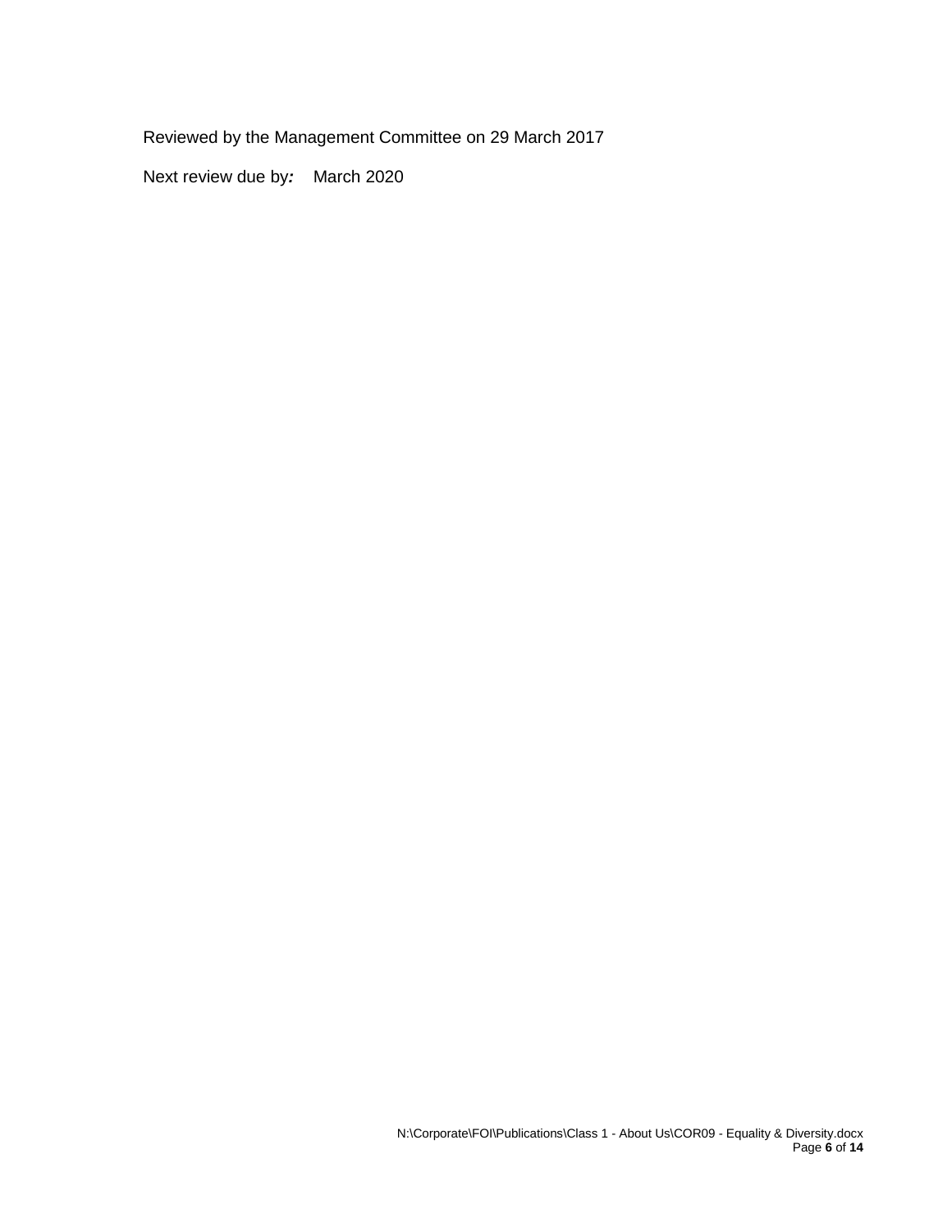Reviewed by the Management Committee on 29 March 2017

Next review due by***:*** March 2020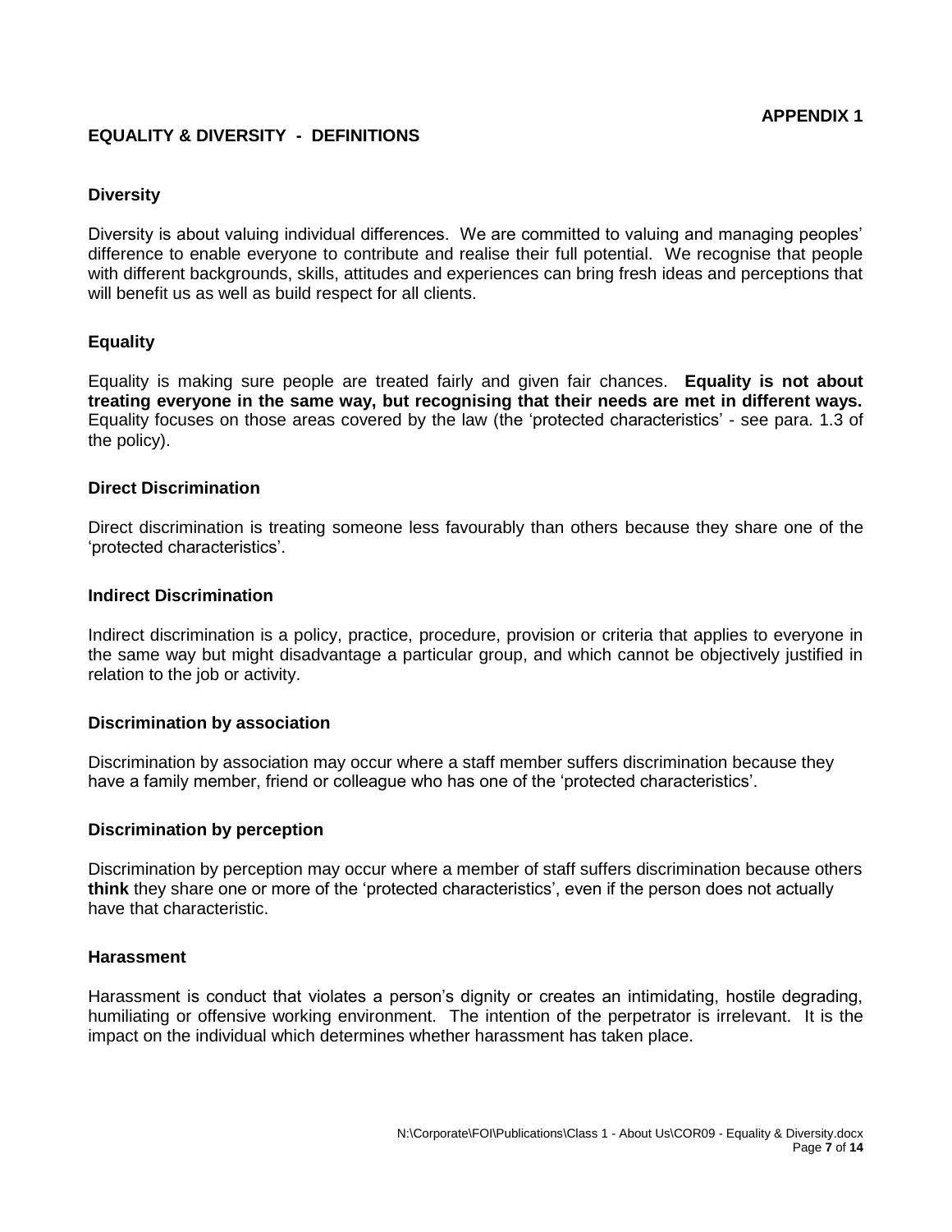**APPENDIX 1**

## EQUALITY & DIVERSITY - DEFINITIONS

### Diversity

Diversity is about valuing individual differences. We are committed to valuing and managing peoples' difference to enable everyone to contribute and realise their full potential. We recognise that people with different backgrounds, skills, attitudes and experiences can bring fresh ideas and perceptions that will benefit us as well as build respect for all clients.

### Equality

Equality is making sure people are treated fairly and given fair chances. **Equality is not about treating everyone in the same way, but recognising that their needs are met in different ways.** Equality focuses on those areas covered by the law (the 'protected characteristics' - see para. 1.3 of the policy).

### Direct Discrimination

Direct discrimination is treating someone less favourably than others because they share one of the 'protected characteristics'.

### Indirect Discrimination

Indirect discrimination is a policy, practice, procedure, provision or criteria that applies to everyone in the same way but might disadvantage a particular group, and which cannot be objectively justified in relation to the job or activity.

### Discrimination by association

Discrimination by association may occur where a staff member suffers discrimination because they have a family member, friend or colleague who has one of the 'protected characteristics'.

### Discrimination by perception

Discrimination by perception may occur where a member of staff suffers discrimination because others **think** they share one or more of the 'protected characteristics', even if the person does not actually have that characteristic.

### Harassment

Harassment is conduct that violates a person's dignity or creates an intimidating, hostile degrading, humiliating or offensive working environment. The intention of the perpetrator is irrelevant. It is the impact on the individual which determines whether harassment has taken place.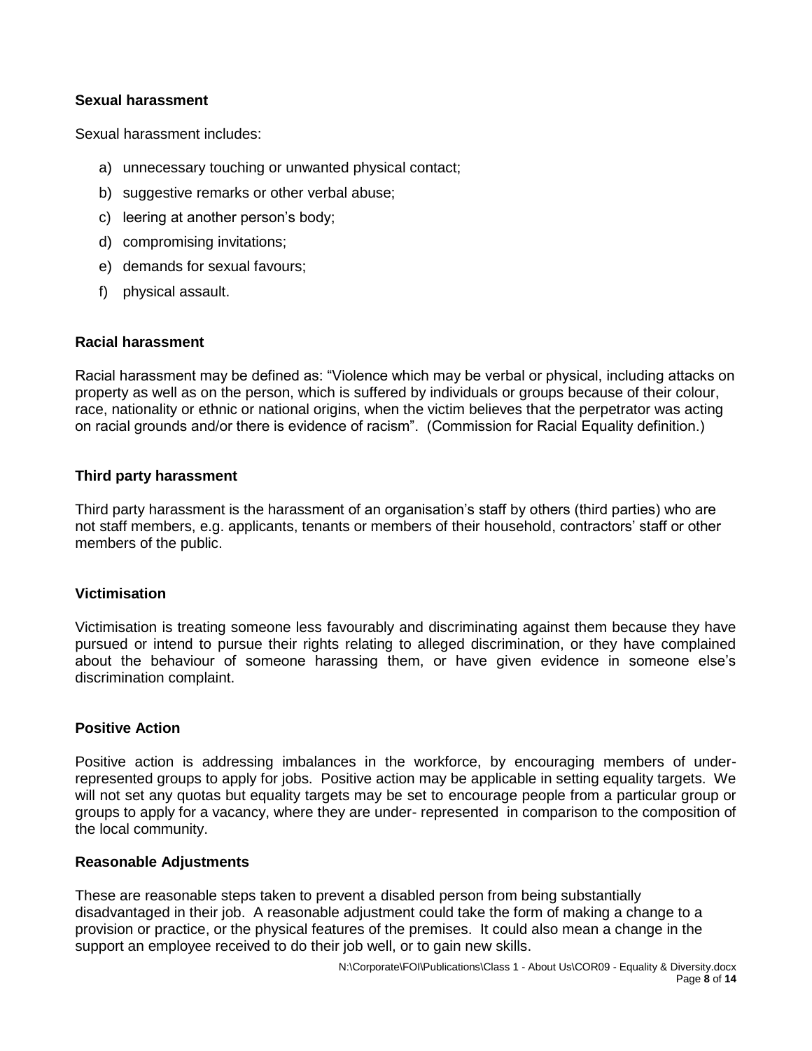### Sexual harassment

Sexual harassment includes:

a) unnecessary touching or unwanted physical contact;

b) suggestive remarks or other verbal abuse;

c) leering at another person's body;

d) compromising invitations;

e) demands for sexual favours;

f) physical assault.

### Racial harassment

Racial harassment may be defined as: "Violence which may be verbal or physical, including attacks on property as well as on the person, which is suffered by individuals or groups because of their colour, race, nationality or ethnic or national origins, when the victim believes that the perpetrator was acting on racial grounds and/or there is evidence of racism". (Commission for Racial Equality definition.)

### Third party harassment

Third party harassment is the harassment of an organisation's staff by others (third parties) who are not staff members, e.g. applicants, tenants or members of their household, contractors' staff or other members of the public.

### Victimisation

Victimisation is treating someone less favourably and discriminating against them because they have pursued or intend to pursue their rights relating to alleged discrimination, or they have complained about the behaviour of someone harassing them, or have given evidence in someone else's discrimination complaint.

### Positive Action

Positive action is addressing imbalances in the workforce, by encouraging members of under-represented groups to apply for jobs. Positive action may be applicable in setting equality targets. We will not set any quotas but equality targets may be set to encourage people from a particular group or groups to apply for a vacancy, where they are under- represented in comparison to the composition of the local community.

### Reasonable Adjustments

These are reasonable steps taken to prevent a disabled person from being substantially disadvantaged in their job. A reasonable adjustment could take the form of making a change to a provision or practice, or the physical features of the premises. It could also mean a change in the support an employee received to do their job well, or to gain new skills.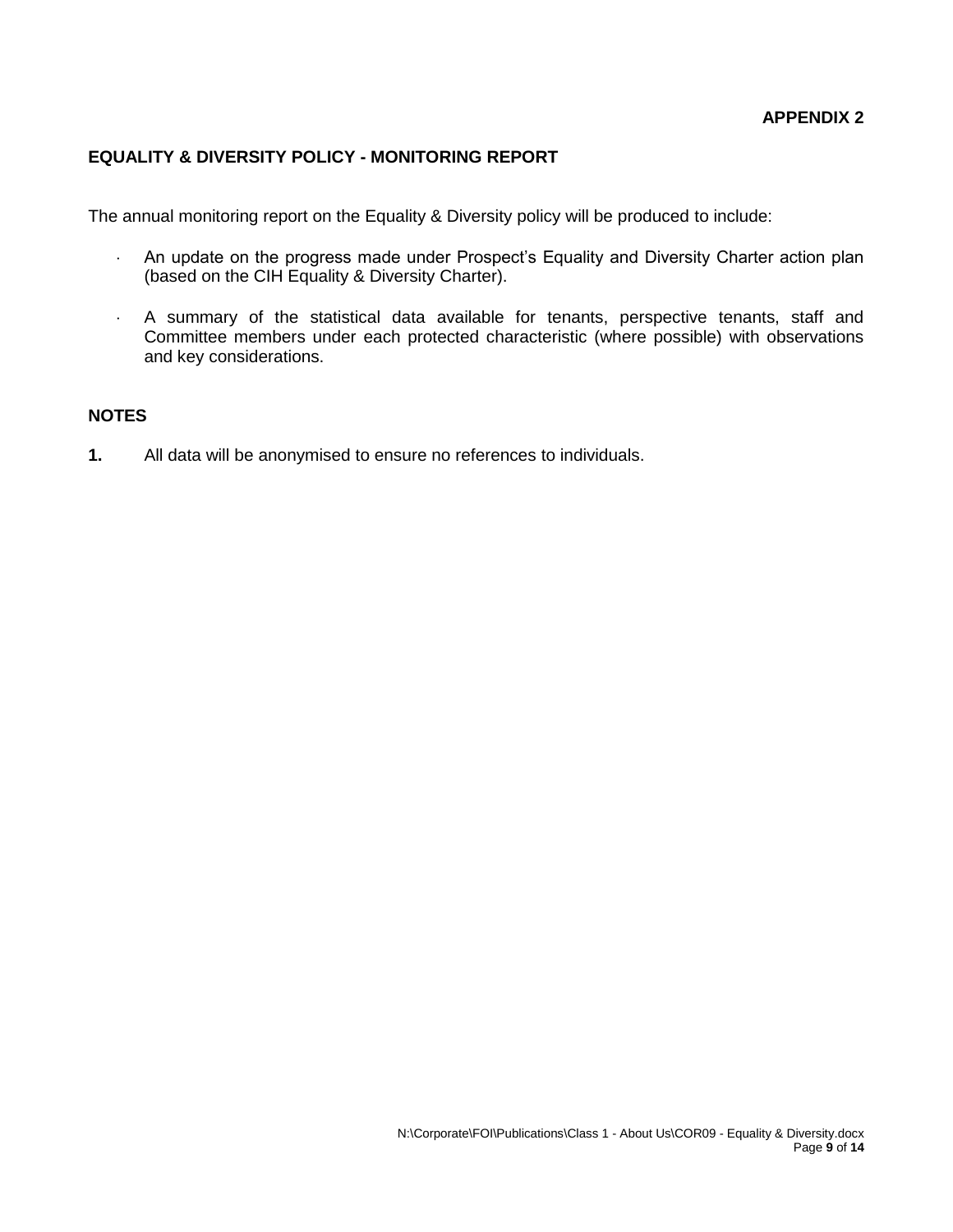**APPENDIX 2**

## EQUALITY & DIVERSITY POLICY - MONITORING REPORT

The annual monitoring report on the Equality & Diversity policy will be produced to include:

- An update on the progress made under Prospect's Equality and Diversity Charter action plan (based on the CIH Equality & Diversity Charter).
- A summary of the statistical data available for tenants, perspective tenants, staff and Committee members under each protected characteristic (where possible) with observations and key considerations.

## NOTES

**1.** All data will be anonymised to ensure no references to individuals.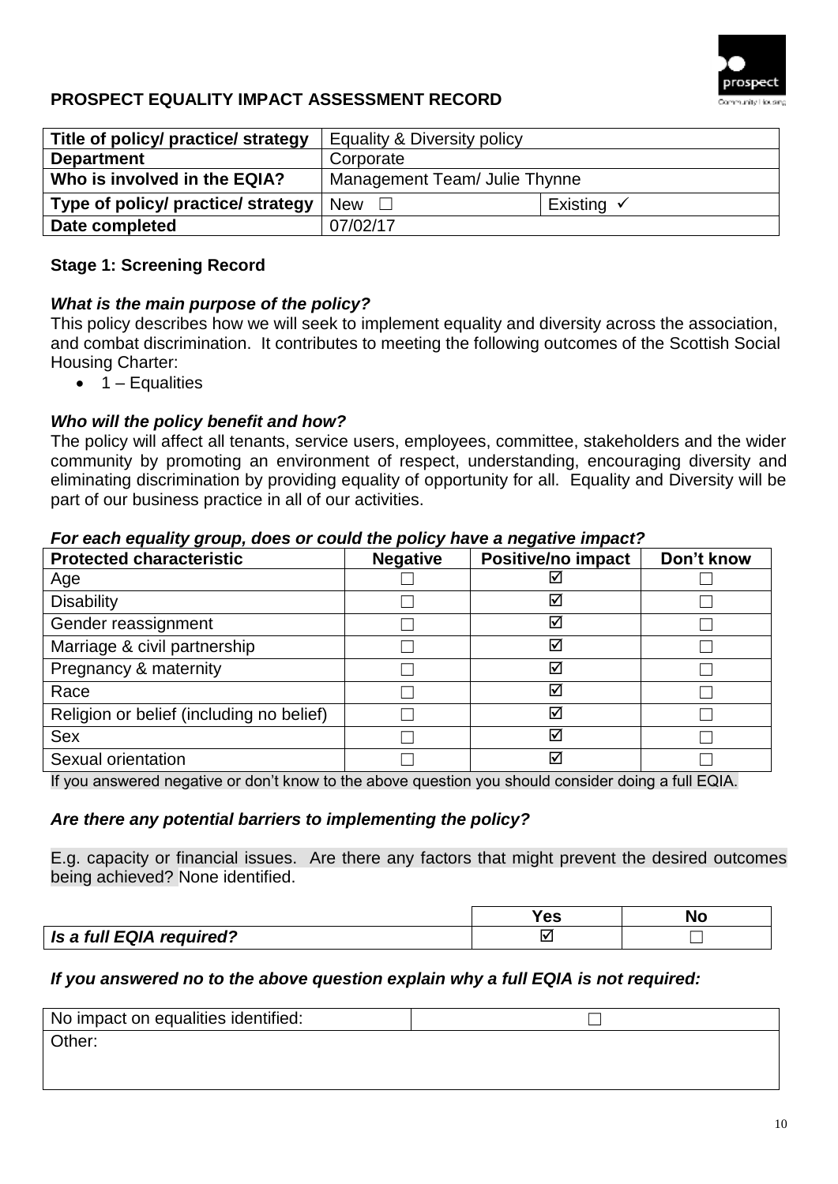## PROSPECT EQUALITY IMPACT ASSESSMENT RECORD

| Title of policy/ practice/ strategy | Equality & Diversity policy | |
|---|---|---|
| Department | Corporate | |
| Who is involved in the EQIA? | Management Team/ Julie Thynne | |
| Type of policy/ practice/ strategy | New ☐ | Existing ✓ |
| Date completed | 07/02/17 | |

### Stage 1: Screening Record

***What is the main purpose of the policy?***

This policy describes how we will seek to implement equality and diversity across the association, and combat discrimination. It contributes to meeting the following outcomes of the Scottish Social Housing Charter:

- 1 – Equalities

***Who will the policy benefit and how?***

The policy will affect all tenants, service users, employees, committee, stakeholders and the wider community by promoting an environment of respect, understanding, encouraging diversity and eliminating discrimination by providing equality of opportunity for all. Equality and Diversity will be part of our business practice in all of our activities.

***For each equality group, does or could the policy have a negative impact?***

| Protected characteristic | Negative | Positive/no impact | Don't know |
|---|---|---|---|
| Age | ☐ | ☑ | ☐ |
| Disability | ☐ | ☑ | ☐ |
| Gender reassignment | ☐ | ☑ | ☐ |
| Marriage & civil partnership | ☐ | ☑ | ☐ |
| Pregnancy & maternity | ☐ | ☑ | ☐ |
| Race | ☐ | ☑ | ☐ |
| Religion or belief (including no belief) | ☐ | ☑ | ☐ |
| Sex | ☐ | ☑ | ☐ |
| Sexual orientation | ☐ | ☑ | ☐ |

If you answered negative or don't know to the above question you should consider doing a full EQIA.

***Are there any potential barriers to implementing the policy?***

E.g. capacity or financial issues. Are there any factors that might prevent the desired outcomes being achieved? None identified.

| | Yes | No |
|---|---|---|
| ***Is a full EQIA required?*** | ☑ | ☐ |

***If you answered no to the above question explain why a full EQIA is not required:***

| No impact on equalities identified: | ☐ |
|---|---|
| Other: | |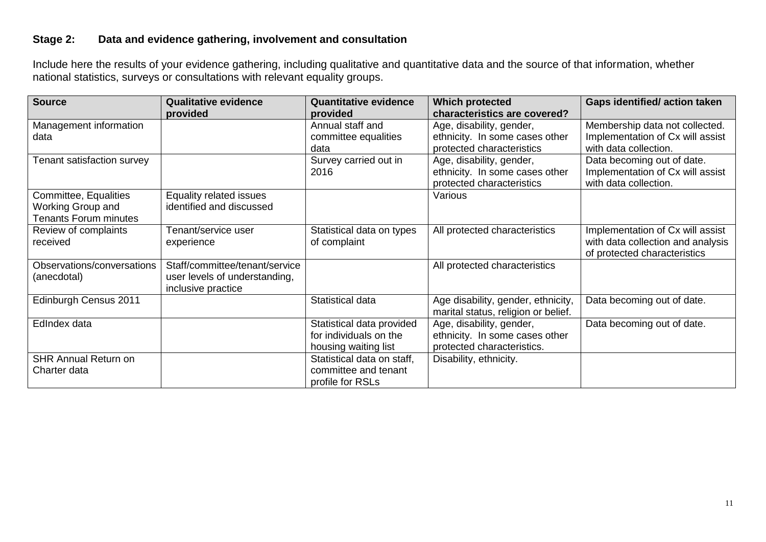**Stage 2: Data and evidence gathering, involvement and consultation**

Include here the results of your evidence gathering, including qualitative and quantitative data and the source of that information, whether national statistics, surveys or consultations with relevant equality groups.

| Source | Qualitative evidence provided | Quantitative evidence provided | Which protected characteristics are covered? | Gaps identified/ action taken |
|---|---|---|---|---|
| Management information data | | Annual staff and committee equalities data | Age, disability, gender, ethnicity. In some cases other protected characteristics | Membership data not collected. Implementation of Cx will assist with data collection. |
| Tenant satisfaction survey | | Survey carried out in 2016 | Age, disability, gender, ethnicity. In some cases other protected characteristics | Data becoming out of date. Implementation of Cx will assist with data collection. |
| Committee, Equalities Working Group and Tenants Forum minutes | Equality related issues identified and discussed | | Various | |
| Review of complaints received | Tenant/service user experience | Statistical data on types of complaint | All protected characteristics | Implementation of Cx will assist with data collection and analysis of protected characteristics |
| Observations/conversations (anecdotal) | Staff/committee/tenant/service user levels of understanding, inclusive practice | | All protected characteristics | |
| Edinburgh Census 2011 | | Statistical data | Age disability, gender, ethnicity, marital status, religion or belief. | Data becoming out of date. |
| EdIndex data | | Statistical data provided for individuals on the housing waiting list | Age, disability, gender, ethnicity. In some cases other protected characteristics. | Data becoming out of date. |
| SHR Annual Return on Charter data | | Statistical data on staff, committee and tenant profile for RSLs | Disability, ethnicity. | |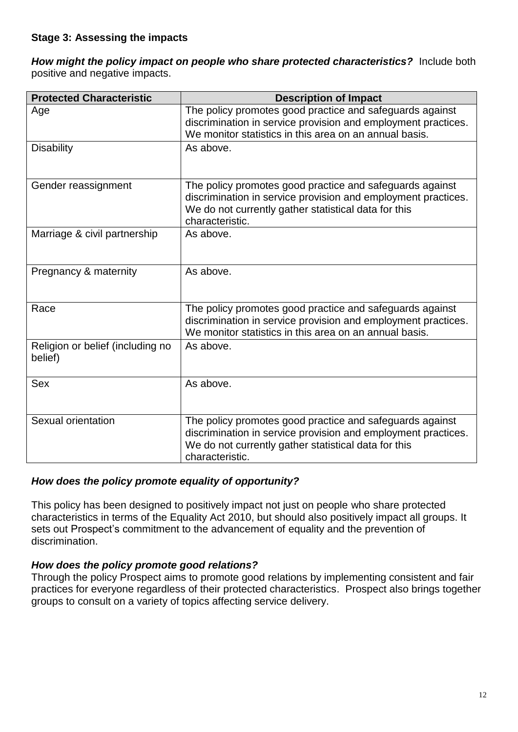**Stage 3: Assessing the impacts**

***How might the policy impact on people who share protected characteristics?*** Include both positive and negative impacts.

| Protected Characteristic | Description of Impact |
| --- | --- |
| Age | The policy promotes good practice and safeguards against discrimination in service provision and employment practices. We monitor statistics in this area on an annual basis. |
| Disability | As above. |
| Gender reassignment | The policy promotes good practice and safeguards against discrimination in service provision and employment practices. We do not currently gather statistical data for this characteristic. |
| Marriage & civil partnership | As above. |
| Pregnancy & maternity | As above. |
| Race | The policy promotes good practice and safeguards against discrimination in service provision and employment practices. We monitor statistics in this area on an annual basis. |
| Religion or belief (including no belief) | As above. |
| Sex | As above. |
| Sexual orientation | The policy promotes good practice and safeguards against discrimination in service provision and employment practices. We do not currently gather statistical data for this characteristic. |

***How does the policy promote equality of opportunity?***

This policy has been designed to positively impact not just on people who share protected characteristics in terms of the Equality Act 2010, but should also positively impact all groups. It sets out Prospect's commitment to the advancement of equality and the prevention of discrimination.

***How does the policy promote good relations?***

Through the policy Prospect aims to promote good relations by implementing consistent and fair practices for everyone regardless of their protected characteristics. Prospect also brings together groups to consult on a variety of topics affecting service delivery.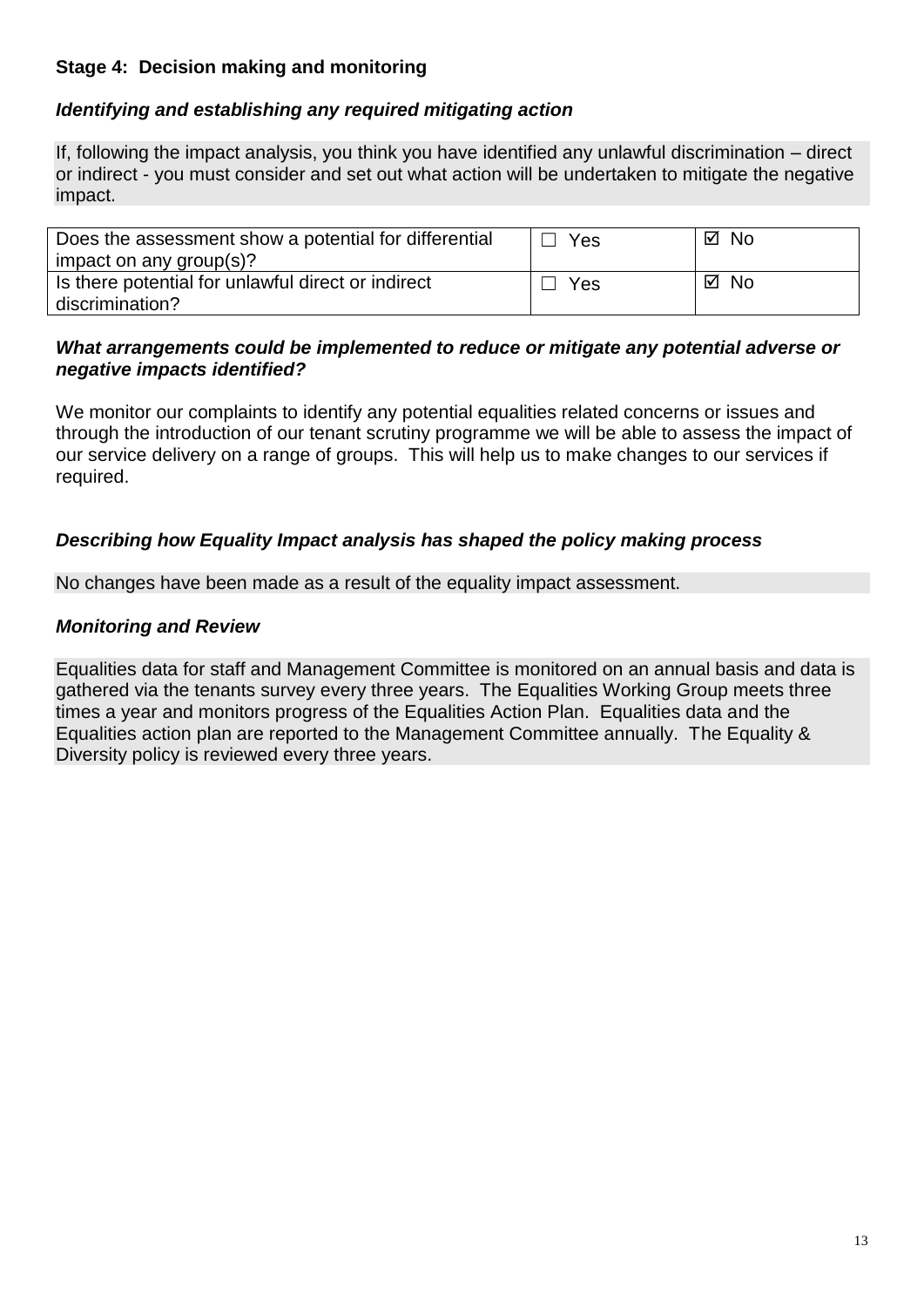**Stage 4: Decision making and monitoring**

***Identifying and establishing any required mitigating action***

If, following the impact analysis, you think you have identified any unlawful discrimination – direct or indirect - you must consider and set out what action will be undertaken to mitigate the negative impact.

| Does the assessment show a potential for differential impact on any group(s)? | ☐ Yes | ☑ No |
|---|---|---|
| Is there potential for unlawful direct or indirect discrimination? | ☐ Yes | ☑ No |

***What arrangements could be implemented to reduce or mitigate any potential adverse or negative impacts identified?***

We monitor our complaints to identify any potential equalities related concerns or issues and through the introduction of our tenant scrutiny programme we will be able to assess the impact of our service delivery on a range of groups. This will help us to make changes to our services if required.

***Describing how Equality Impact analysis has shaped the policy making process***

No changes have been made as a result of the equality impact assessment.

***Monitoring and Review***

Equalities data for staff and Management Committee is monitored on an annual basis and data is gathered via the tenants survey every three years. The Equalities Working Group meets three times a year and monitors progress of the Equalities Action Plan. Equalities data and the Equalities action plan are reported to the Management Committee annually. The Equality & Diversity policy is reviewed every three years.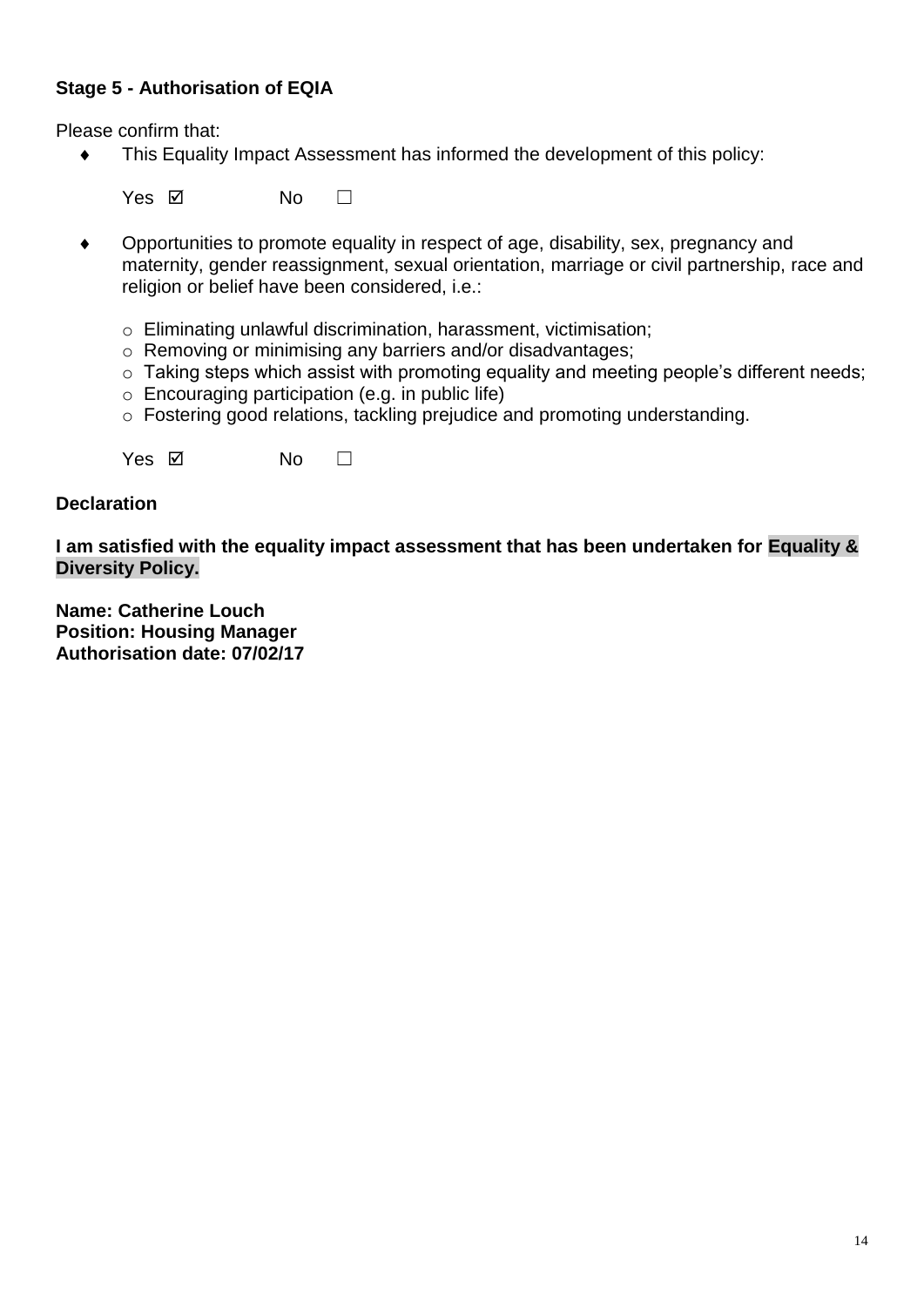**Stage 5 - Authorisation of EQIA**

Please confirm that:

- This Equality Impact Assessment has informed the development of this policy:

  Yes ☑ No ☐

- Opportunities to promote equality in respect of age, disability, sex, pregnancy and maternity, gender reassignment, sexual orientation, marriage or civil partnership, race and religion or belief have been considered, i.e.:

  - Eliminating unlawful discrimination, harassment, victimisation;
  - Removing or minimising any barriers and/or disadvantages;
  - Taking steps which assist with promoting equality and meeting people's different needs;
  - Encouraging participation (e.g. in public life)
  - Fostering good relations, tackling prejudice and promoting understanding.

  Yes ☑ No ☐

**Declaration**

**I am satisfied with the equality impact assessment that has been undertaken for Equality & Diversity Policy.**

**Name: Catherine Louch**
**Position: Housing Manager**
**Authorisation date: 07/02/17**